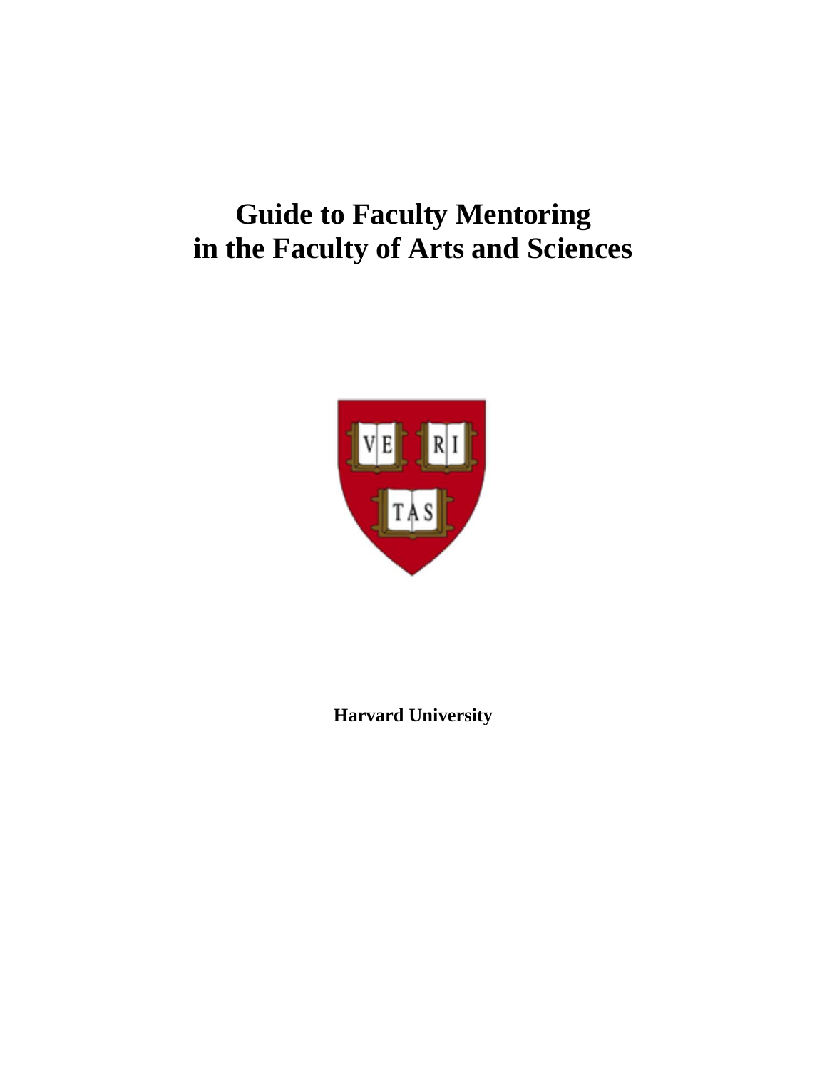# Guide to Faculty Mentoring in the Faculty of Arts and Sciences

**Harvard University**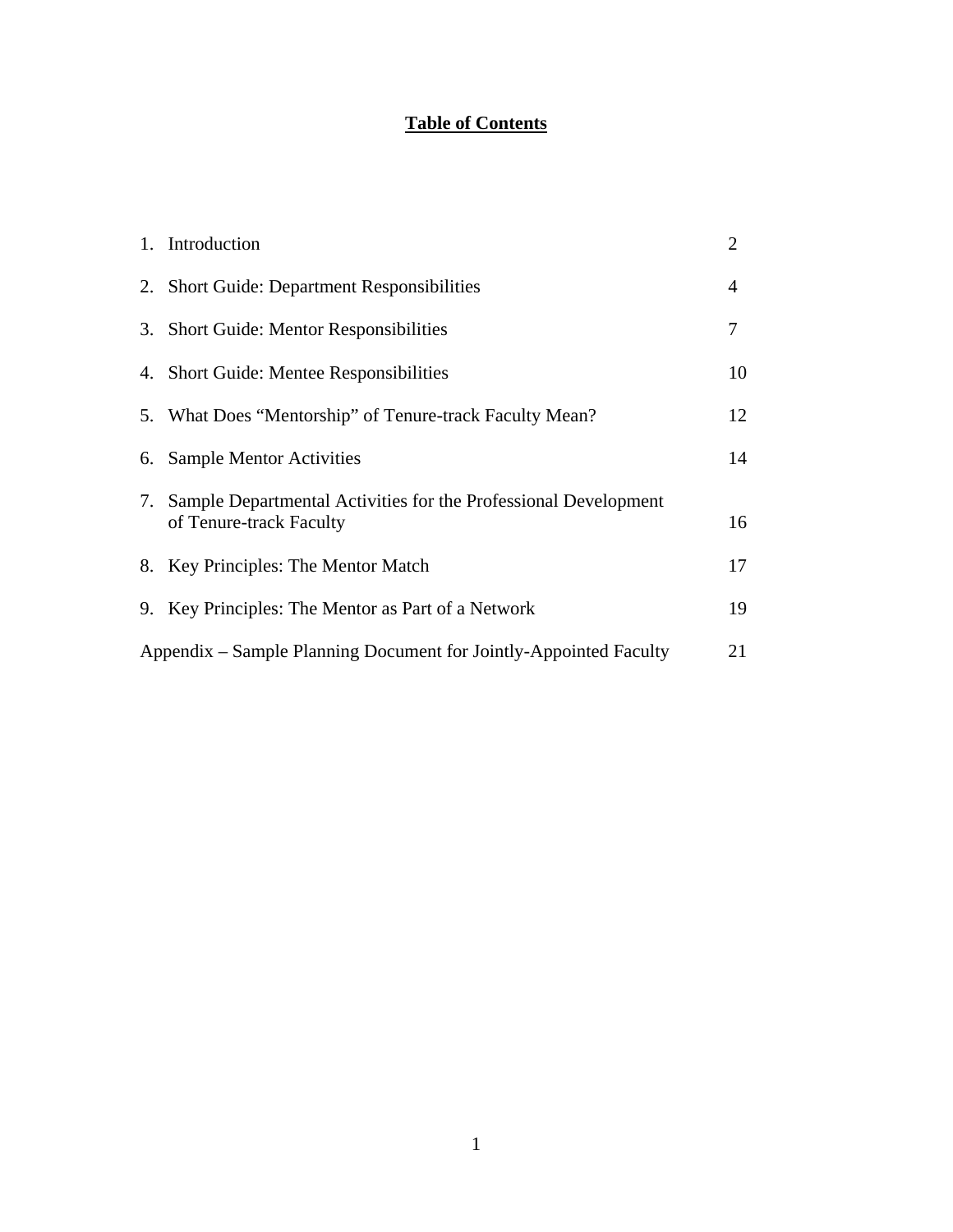# **Table of Contents**

| | | |
|---|---|---|
| 1. | Introduction | 2 |
| 2. | Short Guide: Department Responsibilities | 4 |
| 3. | Short Guide: Mentor Responsibilities | 7 |
| 4. | Short Guide: Mentee Responsibilities | 10 |
| 5. | What Does “Mentorship” of Tenure-track Faculty Mean? | 12 |
| 6. | Sample Mentor Activities | 14 |
| 7. | Sample Departmental Activities for the Professional Development of Tenure-track Faculty | 16 |
| 8. | Key Principles: The Mentor Match | 17 |
| 9. | Key Principles: The Mentor as Part of a Network | 19 |
| Appendix – Sample Planning Document for Jointly-Appointed Faculty | | 21 |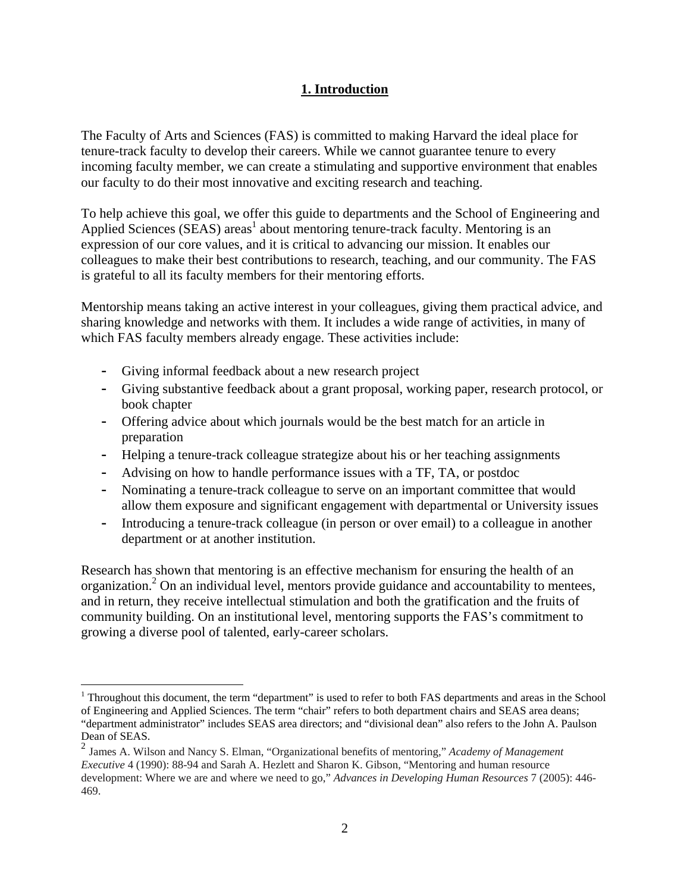# 1. Introduction

The Faculty of Arts and Sciences (FAS) is committed to making Harvard the ideal place for tenure-track faculty to develop their careers. While we cannot guarantee tenure to every incoming faculty member, we can create a stimulating and supportive environment that enables our faculty to do their most innovative and exciting research and teaching.

To help achieve this goal, we offer this guide to departments and the School of Engineering and Applied Sciences (SEAS) areas[1] about mentoring tenure-track faculty. Mentoring is an expression of our core values, and it is critical to advancing our mission. It enables our colleagues to make their best contributions to research, teaching, and our community. The FAS is grateful to all its faculty members for their mentoring efforts.

Mentorship means taking an active interest in your colleagues, giving them practical advice, and sharing knowledge and networks with them. It includes a wide range of activities, in many of which FAS faculty members already engage. These activities include:

- Giving informal feedback about a new research project
- Giving substantive feedback about a grant proposal, working paper, research protocol, or book chapter
- Offering advice about which journals would be the best match for an article in preparation
- Helping a tenure-track colleague strategize about his or her teaching assignments
- Advising on how to handle performance issues with a TF, TA, or postdoc
- Nominating a tenure-track colleague to serve on an important committee that would allow them exposure and significant engagement with departmental or University issues
- Introducing a tenure-track colleague (in person or over email) to a colleague in another department or at another institution.

Research has shown that mentoring is an effective mechanism for ensuring the health of an organization.[2] On an individual level, mentors provide guidance and accountability to mentees, and in return, they receive intellectual stimulation and both the gratification and the fruits of community building. On an institutional level, mentoring supports the FAS's commitment to growing a diverse pool of talented, early-career scholars.

---

[1] Throughout this document, the term "department" is used to refer to both FAS departments and areas in the School of Engineering and Applied Sciences. The term "chair" refers to both department chairs and SEAS area deans; "department administrator" includes SEAS area directors; and "divisional dean" also refers to the John A. Paulson Dean of SEAS.

[2] James A. Wilson and Nancy S. Elman, "Organizational benefits of mentoring," *Academy of Management Executive* 4 (1990): 88-94 and Sarah A. Hezlett and Sharon K. Gibson, "Mentoring and human resource development: Where we are and where we need to go," *Advances in Developing Human Resources* 7 (2005): 446-469.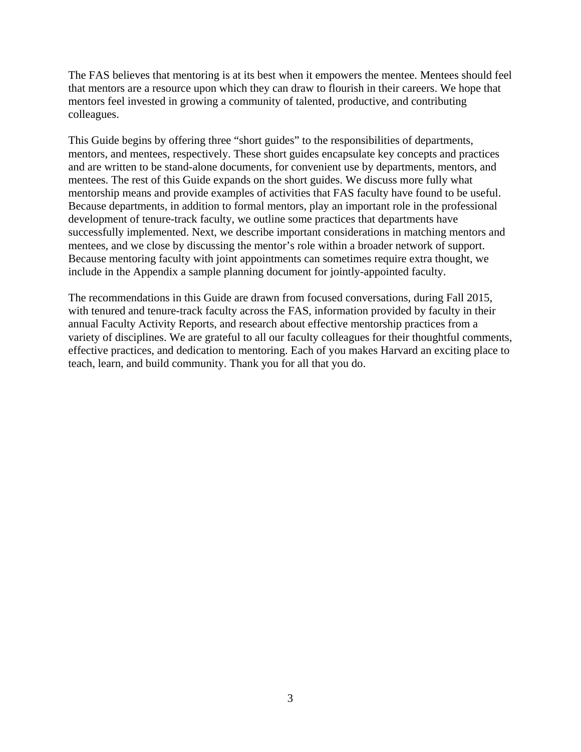The FAS believes that mentoring is at its best when it empowers the mentee. Mentees should feel that mentors are a resource upon which they can draw to flourish in their careers. We hope that mentors feel invested in growing a community of talented, productive, and contributing colleagues.

This Guide begins by offering three "short guides" to the responsibilities of departments, mentors, and mentees, respectively. These short guides encapsulate key concepts and practices and are written to be stand-alone documents, for convenient use by departments, mentors, and mentees. The rest of this Guide expands on the short guides. We discuss more fully what mentorship means and provide examples of activities that FAS faculty have found to be useful. Because departments, in addition to formal mentors, play an important role in the professional development of tenure-track faculty, we outline some practices that departments have successfully implemented. Next, we describe important considerations in matching mentors and mentees, and we close by discussing the mentor's role within a broader network of support. Because mentoring faculty with joint appointments can sometimes require extra thought, we include in the Appendix a sample planning document for jointly-appointed faculty.

The recommendations in this Guide are drawn from focused conversations, during Fall 2015, with tenured and tenure-track faculty across the FAS, information provided by faculty in their annual Faculty Activity Reports, and research about effective mentorship practices from a variety of disciplines. We are grateful to all our faculty colleagues for their thoughtful comments, effective practices, and dedication to mentoring. Each of you makes Harvard an exciting place to teach, learn, and build community. Thank you for all that you do.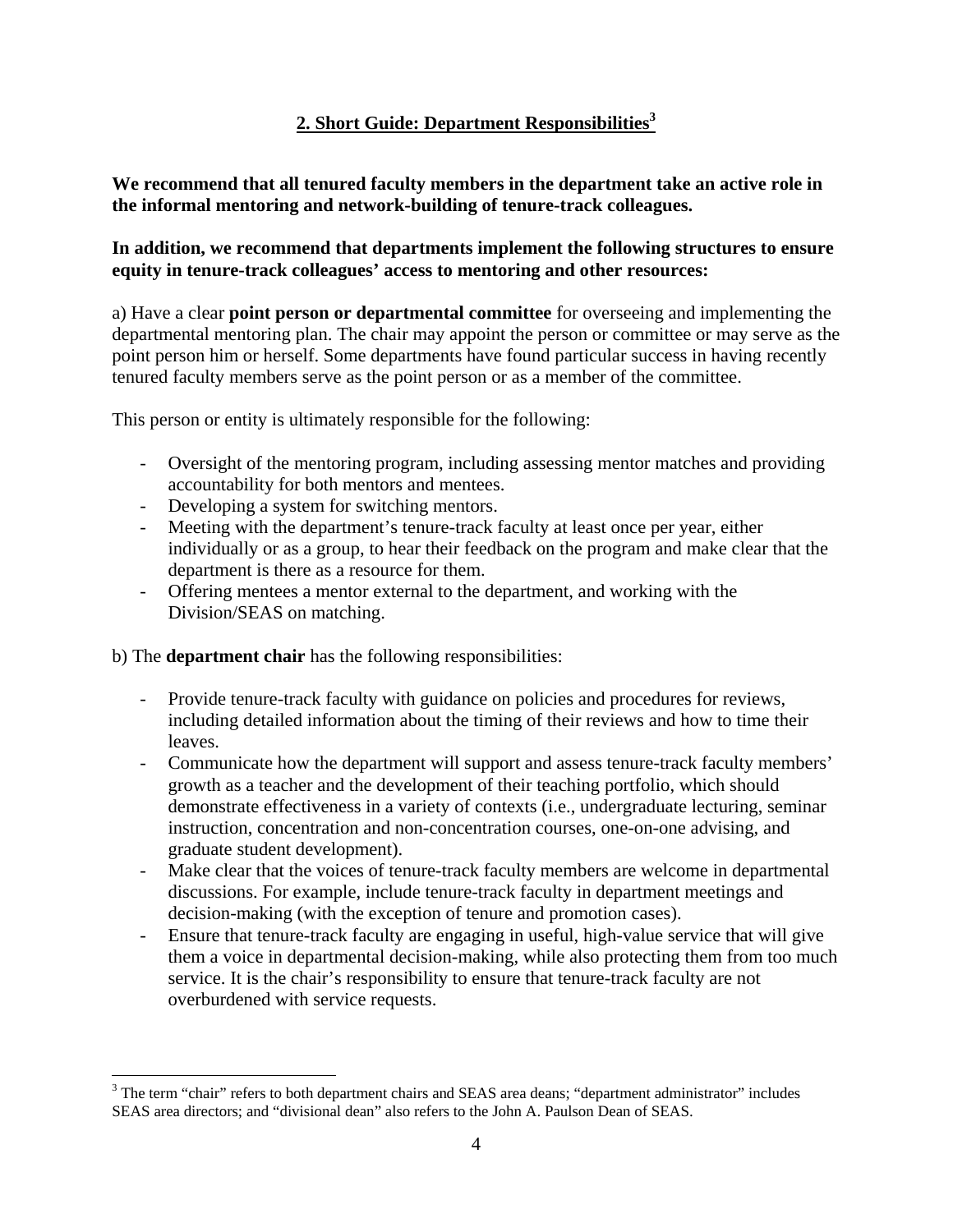## 2. Short Guide: Department Responsibilities[3]

**We recommend that all tenured faculty members in the department take an active role in the informal mentoring and network-building of tenure-track colleagues.**

**In addition, we recommend that departments implement the following structures to ensure equity in tenure-track colleagues' access to mentoring and other resources:**

a) Have a clear **point person or departmental committee** for overseeing and implementing the departmental mentoring plan. The chair may appoint the person or committee or may serve as the point person him or herself. Some departments have found particular success in having recently tenured faculty members serve as the point person or as a member of the committee.

This person or entity is ultimately responsible for the following:

- Oversight of the mentoring program, including assessing mentor matches and providing accountability for both mentors and mentees.
- Developing a system for switching mentors.
- Meeting with the department's tenure-track faculty at least once per year, either individually or as a group, to hear their feedback on the program and make clear that the department is there as a resource for them.
- Offering mentees a mentor external to the department, and working with the Division/SEAS on matching.

b) The **department chair** has the following responsibilities:

- Provide tenure-track faculty with guidance on policies and procedures for reviews, including detailed information about the timing of their reviews and how to time their leaves.
- Communicate how the department will support and assess tenure-track faculty members' growth as a teacher and the development of their teaching portfolio, which should demonstrate effectiveness in a variety of contexts (i.e., undergraduate lecturing, seminar instruction, concentration and non-concentration courses, one-on-one advising, and graduate student development).
- Make clear that the voices of tenure-track faculty members are welcome in departmental discussions. For example, include tenure-track faculty in department meetings and decision-making (with the exception of tenure and promotion cases).
- Ensure that tenure-track faculty are engaging in useful, high-value service that will give them a voice in departmental decision-making, while also protecting them from too much service. It is the chair's responsibility to ensure that tenure-track faculty are not overburdened with service requests.

---

[3] The term "chair" refers to both department chairs and SEAS area deans; "department administrator" includes SEAS area directors; and "divisional dean" also refers to the John A. Paulson Dean of SEAS.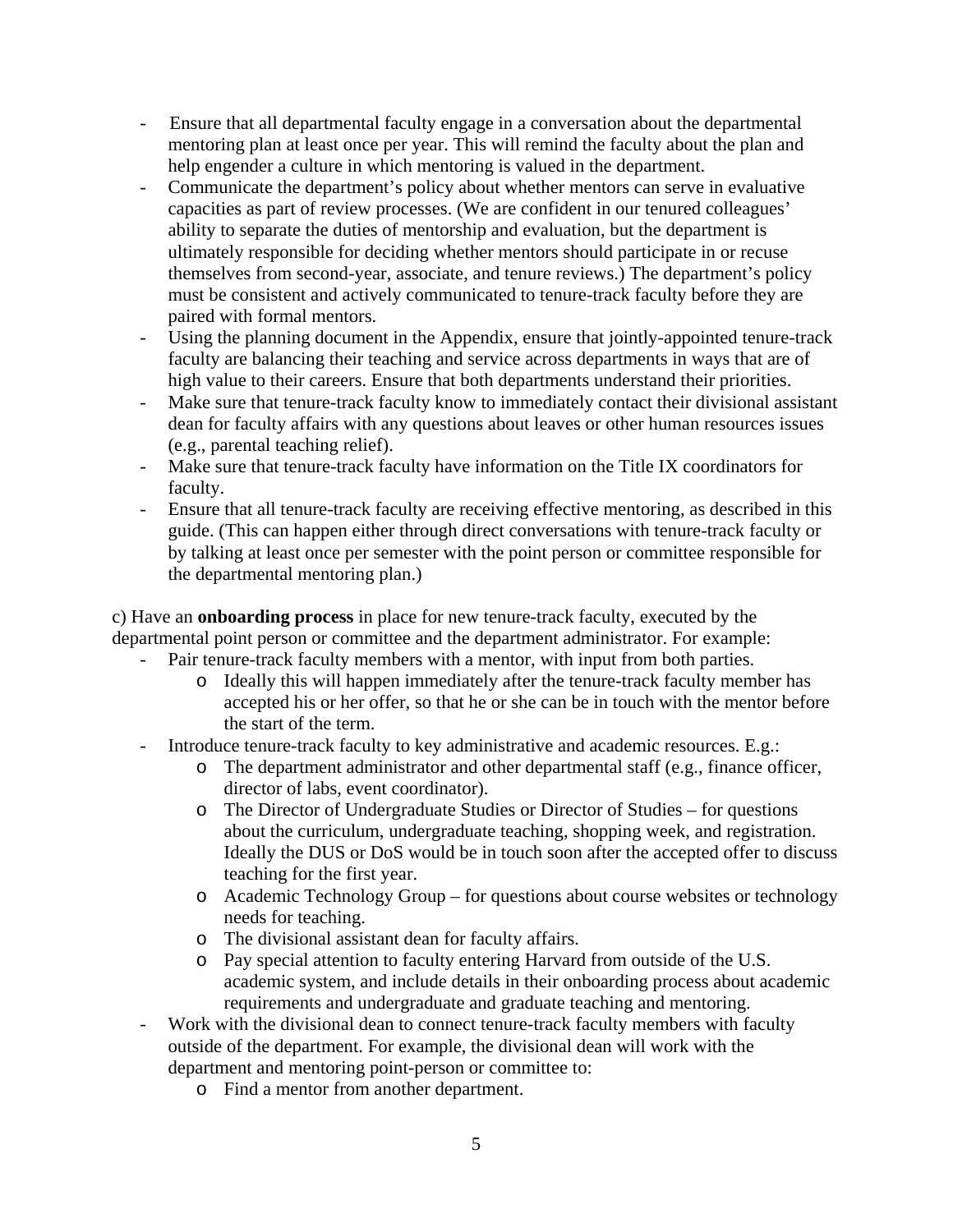- Ensure that all departmental faculty engage in a conversation about the departmental mentoring plan at least once per year. This will remind the faculty about the plan and help engender a culture in which mentoring is valued in the department.
- Communicate the department's policy about whether mentors can serve in evaluative capacities as part of review processes. (We are confident in our tenured colleagues' ability to separate the duties of mentorship and evaluation, but the department is ultimately responsible for deciding whether mentors should participate in or recuse themselves from second-year, associate, and tenure reviews.) The department's policy must be consistent and actively communicated to tenure-track faculty before they are paired with formal mentors.
- Using the planning document in the Appendix, ensure that jointly-appointed tenure-track faculty are balancing their teaching and service across departments in ways that are of high value to their careers. Ensure that both departments understand their priorities.
- Make sure that tenure-track faculty know to immediately contact their divisional assistant dean for faculty affairs with any questions about leaves or other human resources issues (e.g., parental teaching relief).
- Make sure that tenure-track faculty have information on the Title IX coordinators for faculty.
- Ensure that all tenure-track faculty are receiving effective mentoring, as described in this guide. (This can happen either through direct conversations with tenure-track faculty or by talking at least once per semester with the point person or committee responsible for the departmental mentoring plan.)

c) Have an **onboarding process** in place for new tenure-track faculty, executed by the departmental point person or committee and the department administrator. For example:

- Pair tenure-track faculty members with a mentor, with input from both parties.
  - Ideally this will happen immediately after the tenure-track faculty member has accepted his or her offer, so that he or she can be in touch with the mentor before the start of the term.
- Introduce tenure-track faculty to key administrative and academic resources. E.g.:
  - The department administrator and other departmental staff (e.g., finance officer, director of labs, event coordinator).
  - The Director of Undergraduate Studies or Director of Studies – for questions about the curriculum, undergraduate teaching, shopping week, and registration. Ideally the DUS or DoS would be in touch soon after the accepted offer to discuss teaching for the first year.
  - Academic Technology Group – for questions about course websites or technology needs for teaching.
  - The divisional assistant dean for faculty affairs.
  - Pay special attention to faculty entering Harvard from outside of the U.S. academic system, and include details in their onboarding process about academic requirements and undergraduate and graduate teaching and mentoring.
- Work with the divisional dean to connect tenure-track faculty members with faculty outside of the department. For example, the divisional dean will work with the department and mentoring point-person or committee to:
  - Find a mentor from another department.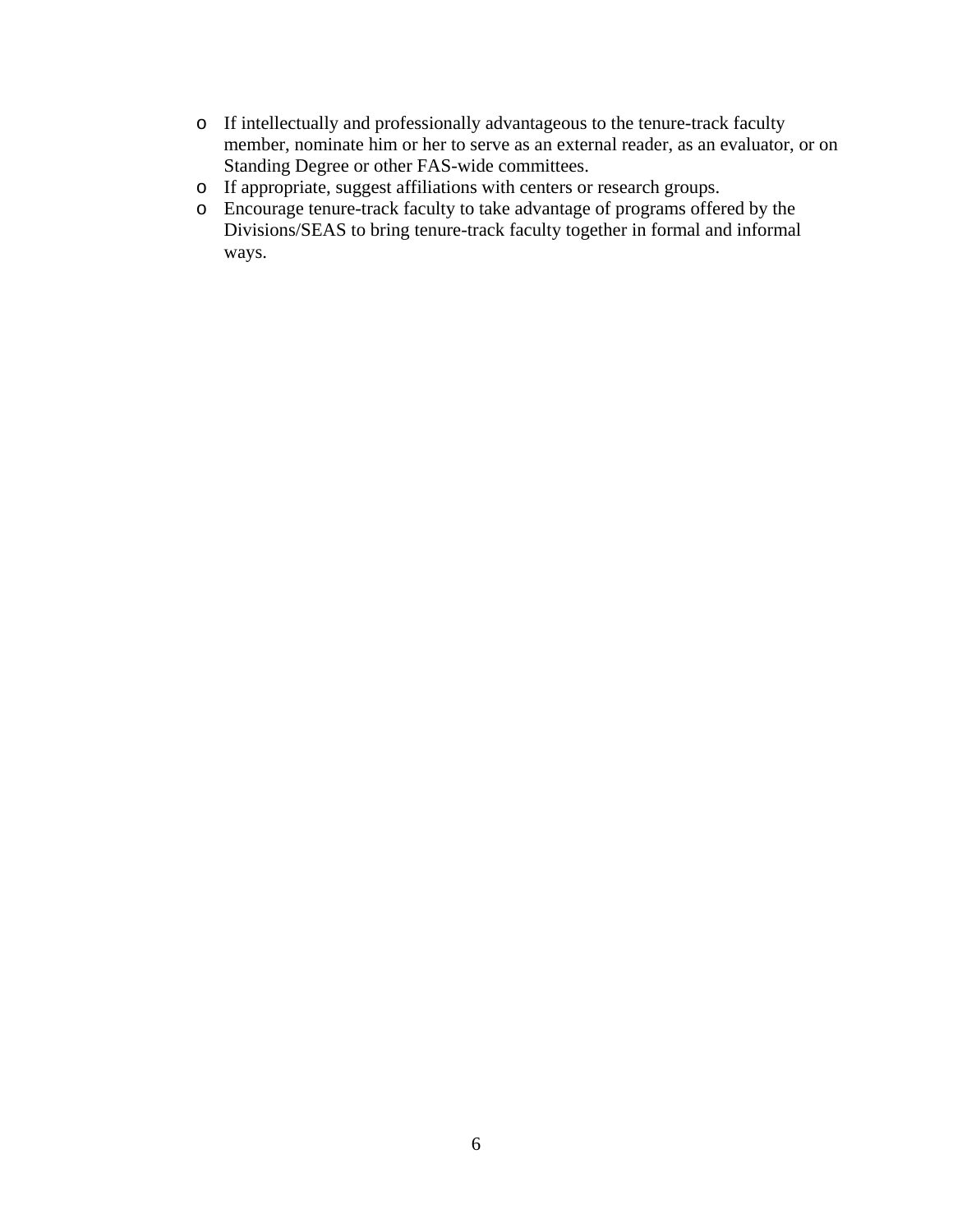- If intellectually and professionally advantageous to the tenure-track faculty member, nominate him or her to serve as an external reader, as an evaluator, or on Standing Degree or other FAS-wide committees.
- If appropriate, suggest affiliations with centers or research groups.
- Encourage tenure-track faculty to take advantage of programs offered by the Divisions/SEAS to bring tenure-track faculty together in formal and informal ways.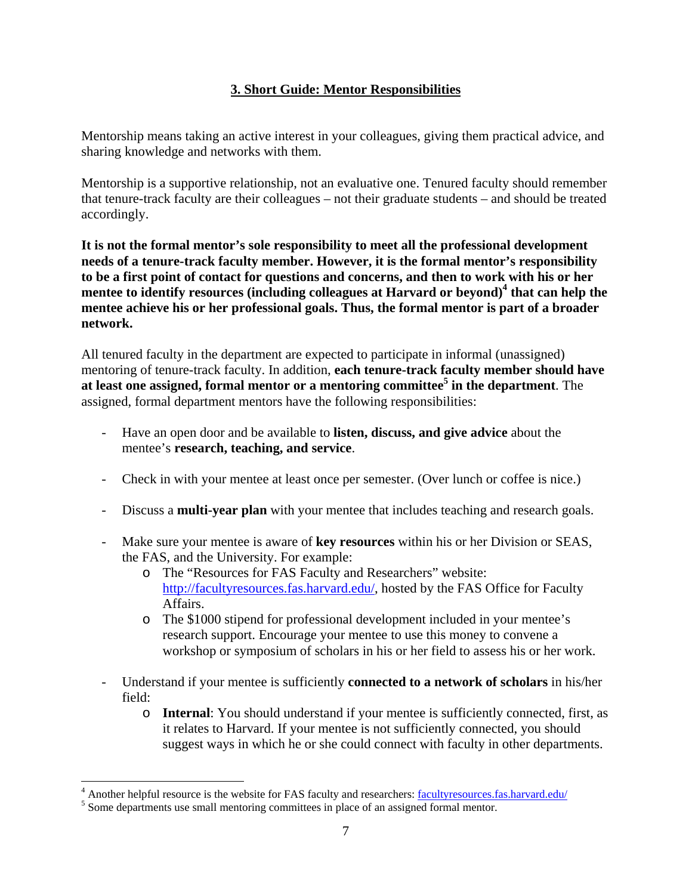## 3. Short Guide: Mentor Responsibilities

Mentorship means taking an active interest in your colleagues, giving them practical advice, and sharing knowledge and networks with them.

Mentorship is a supportive relationship, not an evaluative one. Tenured faculty should remember that tenure-track faculty are their colleagues – not their graduate students – and should be treated accordingly.

**It is not the formal mentor's sole responsibility to meet all the professional development needs of a tenure-track faculty member. However, it is the formal mentor's responsibility to be a first point of contact for questions and concerns, and then to work with his or her mentee to identify resources (including colleagues at Harvard or beyond)[4] that can help the mentee achieve his or her professional goals. Thus, the formal mentor is part of a broader network.**

All tenured faculty in the department are expected to participate in informal (unassigned) mentoring of tenure-track faculty. In addition, **each tenure-track faculty member should have at least one assigned, formal mentor or a mentoring committee[5] in the department**. The assigned, formal department mentors have the following responsibilities:

- Have an open door and be available to **listen, discuss, and give advice** about the mentee's **research, teaching, and service**.
- Check in with your mentee at least once per semester. (Over lunch or coffee is nice.)
- Discuss a **multi-year plan** with your mentee that includes teaching and research goals.
- Make sure your mentee is aware of **key resources** within his or her Division or SEAS, the FAS, and the University. For example:
    - The "Resources for FAS Faculty and Researchers" website: http://facultyresources.fas.harvard.edu/, hosted by the FAS Office for Faculty Affairs.
    - The $1000 stipend for professional development included in your mentee's research support. Encourage your mentee to use this money to convene a workshop or symposium of scholars in his or her field to assess his or her work.
- Understand if your mentee is sufficiently **connected to a network of scholars** in his/her field:
    - **Internal**: You should understand if your mentee is sufficiently connected, first, as it relates to Harvard. If your mentee is not sufficiently connected, you should suggest ways in which he or she could connect with faculty in other departments.

---

[4] Another helpful resource is the website for FAS faculty and researchers: facultyresources.fas.harvard.edu/

[5] Some departments use small mentoring committees in place of an assigned formal mentor.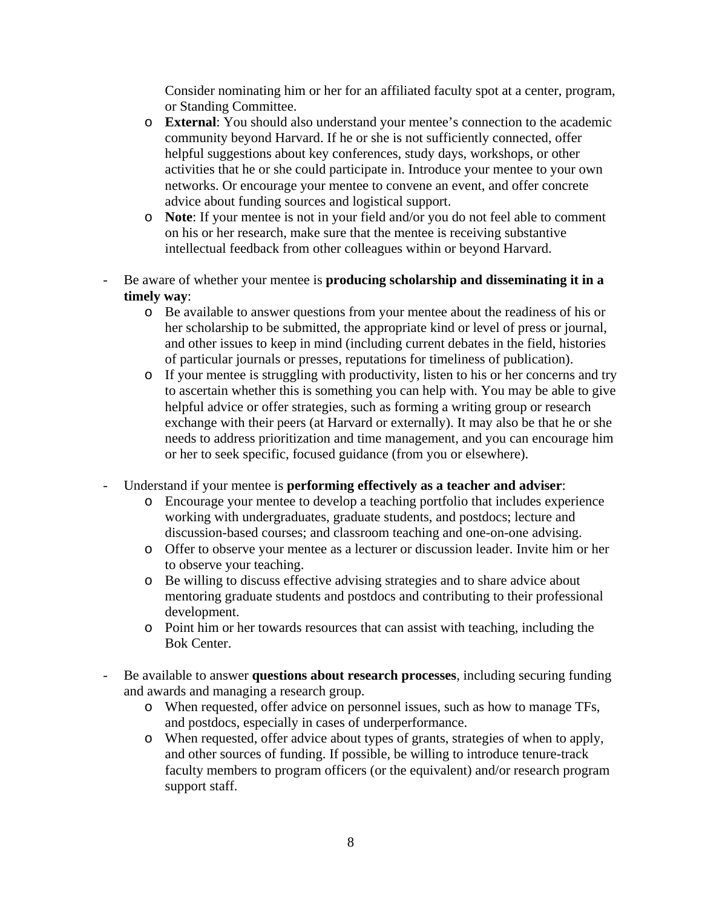Consider nominating him or her for an affiliated faculty spot at a center, program, or Standing Committee.

    - **External**: You should also understand your mentee's connection to the academic community beyond Harvard. If he or she is not sufficiently connected, offer helpful suggestions about key conferences, study days, workshops, or other activities that he or she could participate in. Introduce your mentee to your own networks. Or encourage your mentee to convene an event, and offer concrete advice about funding sources and logistical support.
    - **Note**: If your mentee is not in your field and/or you do not feel able to comment on his or her research, make sure that the mentee is receiving substantive intellectual feedback from other colleagues within or beyond Harvard.

- Be aware of whether your mentee is **producing scholarship and disseminating it in a timely way**:
    - Be available to answer questions from your mentee about the readiness of his or her scholarship to be submitted, the appropriate kind or level of press or journal, and other issues to keep in mind (including current debates in the field, histories of particular journals or presses, reputations for timeliness of publication).
    - If your mentee is struggling with productivity, listen to his or her concerns and try to ascertain whether this is something you can help with. You may be able to give helpful advice or offer strategies, such as forming a writing group or research exchange with their peers (at Harvard or externally). It may also be that he or she needs to address prioritization and time management, and you can encourage him or her to seek specific, focused guidance (from you or elsewhere).

- Understand if your mentee is **performing effectively as a teacher and adviser**:
    - Encourage your mentee to develop a teaching portfolio that includes experience working with undergraduates, graduate students, and postdocs; lecture and discussion-based courses; and classroom teaching and one-on-one advising.
    - Offer to observe your mentee as a lecturer or discussion leader. Invite him or her to observe your teaching.
    - Be willing to discuss effective advising strategies and to share advice about mentoring graduate students and postdocs and contributing to their professional development.
    - Point him or her towards resources that can assist with teaching, including the Bok Center.

- Be available to answer **questions about research processes**, including securing funding and awards and managing a research group.
    - When requested, offer advice on personnel issues, such as how to manage TFs, and postdocs, especially in cases of underperformance.
    - When requested, offer advice about types of grants, strategies of when to apply, and other sources of funding. If possible, be willing to introduce tenure-track faculty members to program officers (or the equivalent) and/or research program support staff.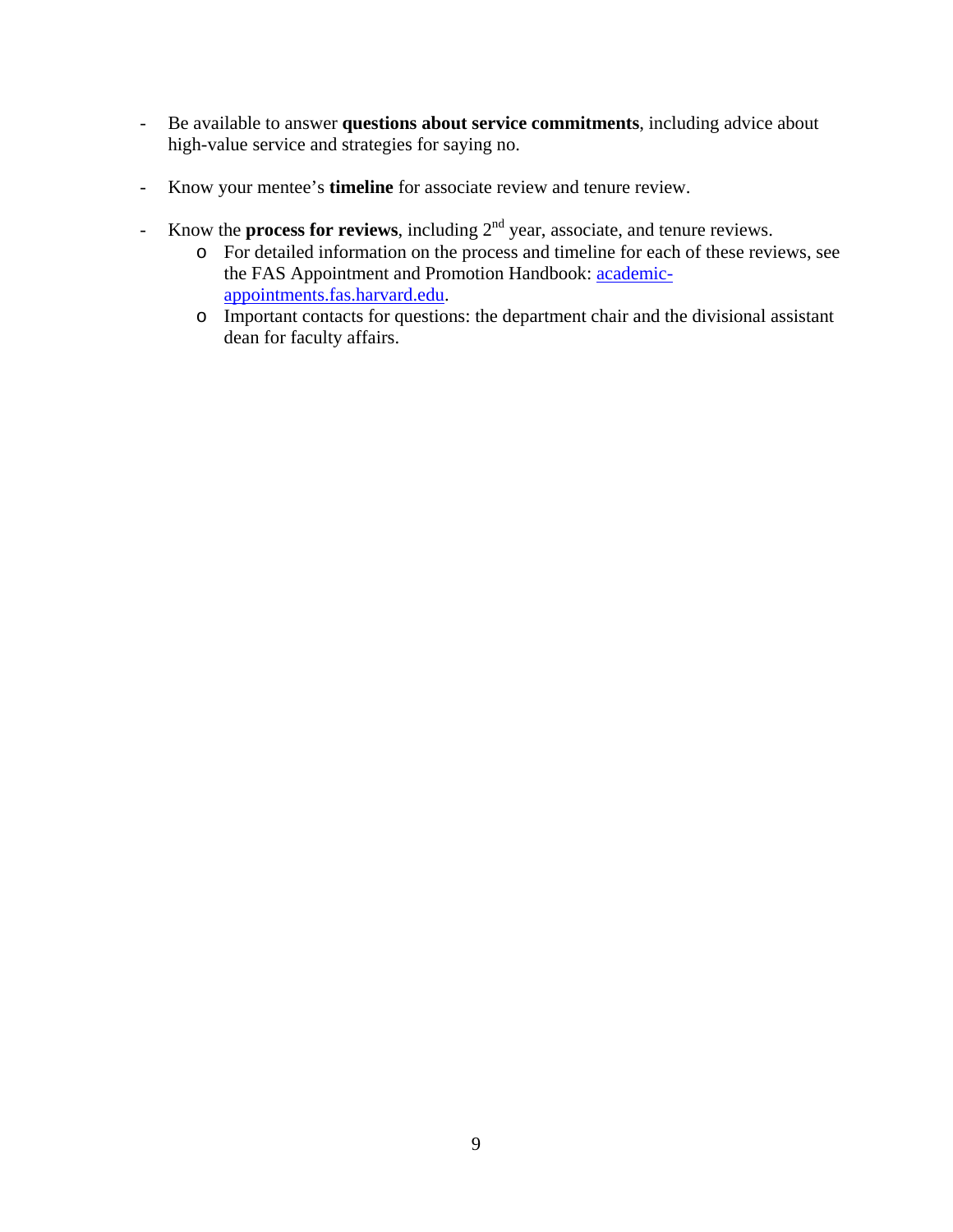- Be available to answer **questions about service commitments**, including advice about high-value service and strategies for saying no.

- Know your mentee's **timeline** for associate review and tenure review.

- Know the **process for reviews**, including 2nd year, associate, and tenure reviews.
    - For detailed information on the process and timeline for each of these reviews, see the FAS Appointment and Promotion Handbook: [academic-appointments.fas.harvard.edu](academic-appointments.fas.harvard.edu).
    - Important contacts for questions: the department chair and the divisional assistant dean for faculty affairs.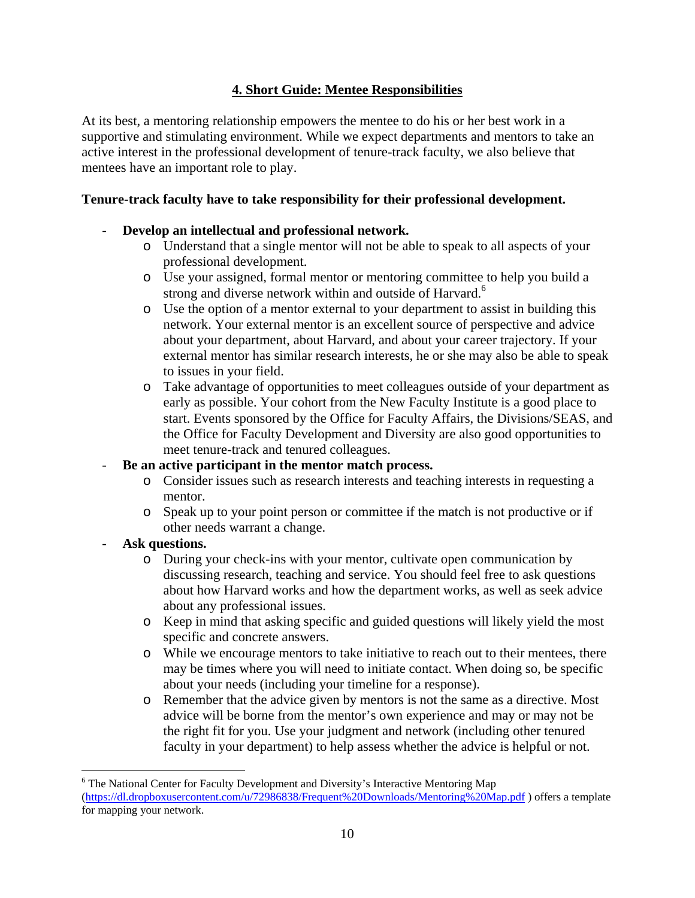## 4. Short Guide: Mentee Responsibilities

At its best, a mentoring relationship empowers the mentee to do his or her best work in a supportive and stimulating environment. While we expect departments and mentors to take an active interest in the professional development of tenure-track faculty, we also believe that mentees have an important role to play.

**Tenure-track faculty have to take responsibility for their professional development.**

- **Develop an intellectual and professional network.**
  - Understand that a single mentor will not be able to speak to all aspects of your professional development.
  - Use your assigned, formal mentor or mentoring committee to help you build a strong and diverse network within and outside of Harvard.[6]
  - Use the option of a mentor external to your department to assist in building this network. Your external mentor is an excellent source of perspective and advice about your department, about Harvard, and about your career trajectory. If your external mentor has similar research interests, he or she may also be able to speak to issues in your field.
  - Take advantage of opportunities to meet colleagues outside of your department as early as possible. Your cohort from the New Faculty Institute is a good place to start. Events sponsored by the Office for Faculty Affairs, the Divisions/SEAS, and the Office for Faculty Development and Diversity are also good opportunities to meet tenure-track and tenured colleagues.
- **Be an active participant in the mentor match process.**
  - Consider issues such as research interests and teaching interests in requesting a mentor.
  - Speak up to your point person or committee if the match is not productive or if other needs warrant a change.
- **Ask questions.**
  - During your check-ins with your mentor, cultivate open communication by discussing research, teaching and service. You should feel free to ask questions about how Harvard works and how the department works, as well as seek advice about any professional issues.
  - Keep in mind that asking specific and guided questions will likely yield the most specific and concrete answers.
  - While we encourage mentors to take initiative to reach out to their mentees, there may be times where you will need to initiate contact. When doing so, be specific about your needs (including your timeline for a response).
  - Remember that the advice given by mentors is not the same as a directive. Most advice will be borne from the mentor's own experience and may or may not be the right fit for you. Use your judgment and network (including other tenured faculty in your department) to help assess whether the advice is helpful or not.

---

[6] The National Center for Faculty Development and Diversity's Interactive Mentoring Map (https://dl.dropboxusercontent.com/u/72986838/Frequent%20Downloads/Mentoring%20Map.pdf ) offers a template for mapping your network.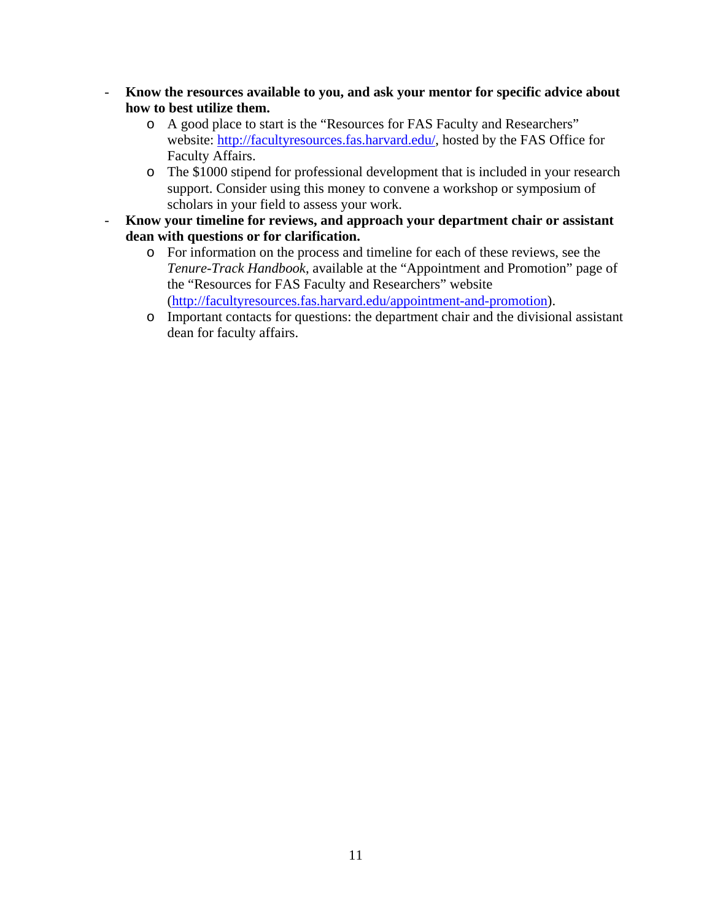- **Know the resources available to you, and ask your mentor for specific advice about how to best utilize them.**
  - A good place to start is the "Resources for FAS Faculty and Researchers" website: http://facultyresources.fas.harvard.edu/, hosted by the FAS Office for Faculty Affairs.
  - The $1000 stipend for professional development that is included in your research support. Consider using this money to convene a workshop or symposium of scholars in your field to assess your work.
- **Know your timeline for reviews, and approach your department chair or assistant dean with questions or for clarification.**
  - For information on the process and timeline for each of these reviews, see the *Tenure-Track Handbook*, available at the "Appointment and Promotion" page of the "Resources for FAS Faculty and Researchers" website (http://facultyresources.fas.harvard.edu/appointment-and-promotion).
  - Important contacts for questions: the department chair and the divisional assistant dean for faculty affairs.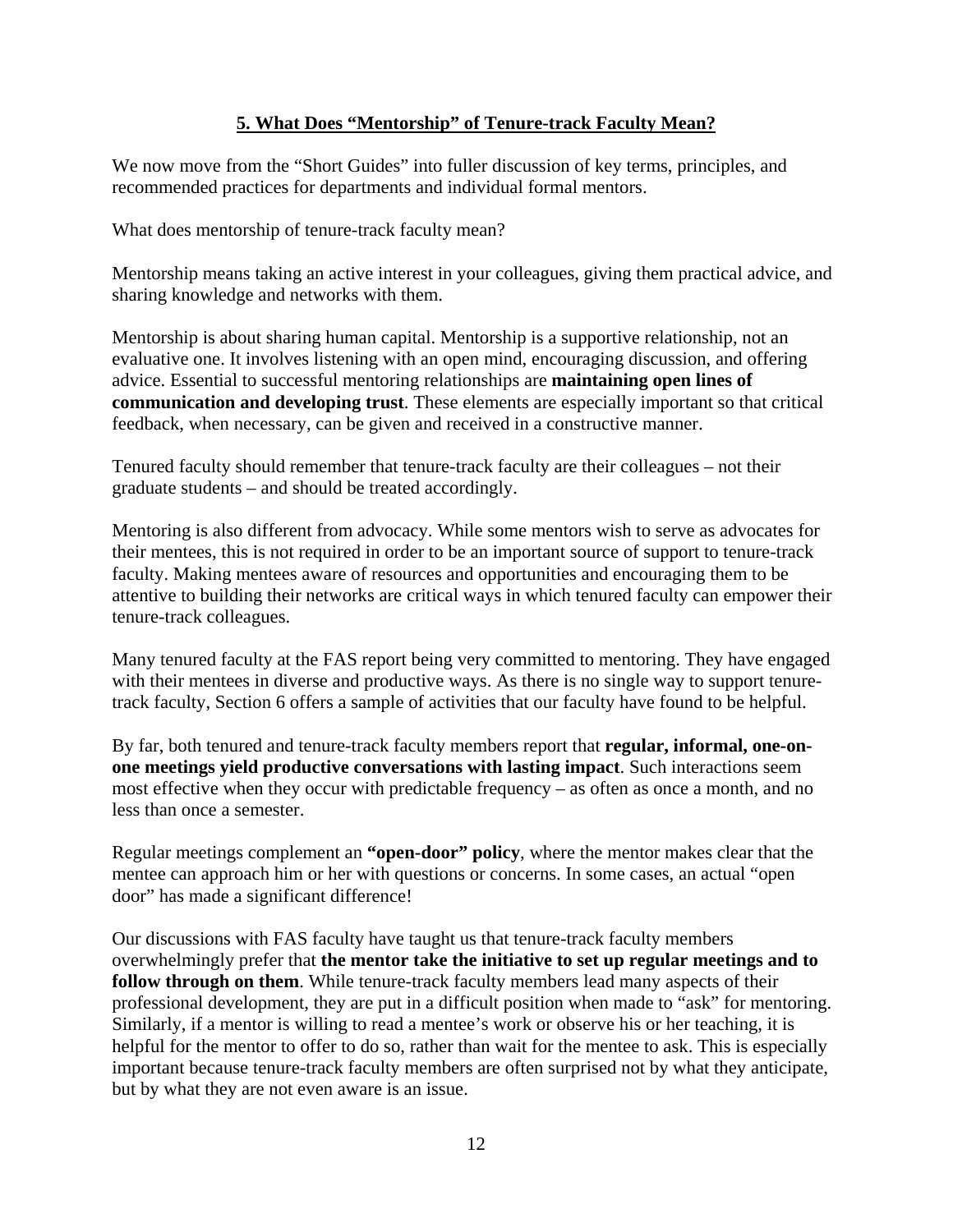## 5. What Does "Mentorship" of Tenure-track Faculty Mean?

We now move from the "Short Guides" into fuller discussion of key terms, principles, and recommended practices for departments and individual formal mentors.

What does mentorship of tenure-track faculty mean?

Mentorship means taking an active interest in your colleagues, giving them practical advice, and sharing knowledge and networks with them.

Mentorship is about sharing human capital. Mentorship is a supportive relationship, not an evaluative one. It involves listening with an open mind, encouraging discussion, and offering advice. Essential to successful mentoring relationships are **maintaining open lines of communication and developing trust**. These elements are especially important so that critical feedback, when necessary, can be given and received in a constructive manner.

Tenured faculty should remember that tenure-track faculty are their colleagues – not their graduate students – and should be treated accordingly.

Mentoring is also different from advocacy. While some mentors wish to serve as advocates for their mentees, this is not required in order to be an important source of support to tenure-track faculty. Making mentees aware of resources and opportunities and encouraging them to be attentive to building their networks are critical ways in which tenured faculty can empower their tenure-track colleagues.

Many tenured faculty at the FAS report being very committed to mentoring. They have engaged with their mentees in diverse and productive ways. As there is no single way to support tenure-track faculty, Section 6 offers a sample of activities that our faculty have found to be helpful.

By far, both tenured and tenure-track faculty members report that **regular, informal, one-on-one meetings yield productive conversations with lasting impact**. Such interactions seem most effective when they occur with predictable frequency – as often as once a month, and no less than once a semester.

Regular meetings complement an **"open-door" policy**, where the mentor makes clear that the mentee can approach him or her with questions or concerns. In some cases, an actual "open door" has made a significant difference!

Our discussions with FAS faculty have taught us that tenure-track faculty members overwhelmingly prefer that **the mentor take the initiative to set up regular meetings and to follow through on them**. While tenure-track faculty members lead many aspects of their professional development, they are put in a difficult position when made to "ask" for mentoring. Similarly, if a mentor is willing to read a mentee's work or observe his or her teaching, it is helpful for the mentor to offer to do so, rather than wait for the mentee to ask. This is especially important because tenure-track faculty members are often surprised not by what they anticipate, but by what they are not even aware is an issue.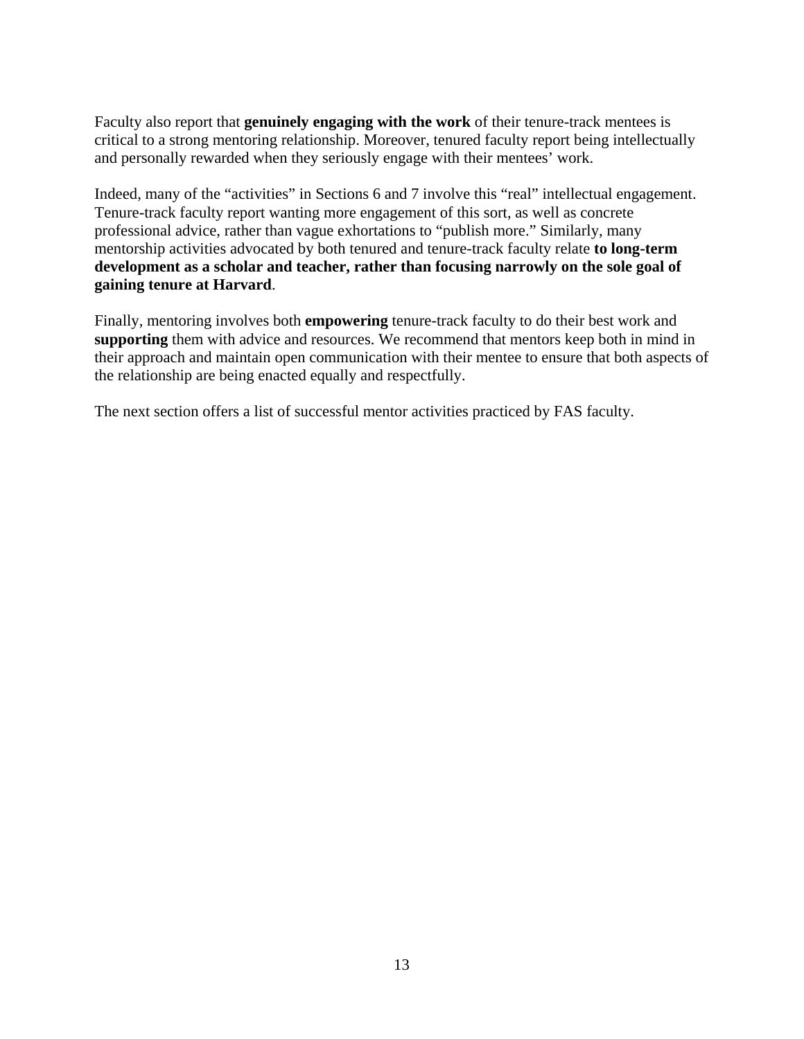Faculty also report that **genuinely engaging with the work** of their tenure-track mentees is critical to a strong mentoring relationship. Moreover, tenured faculty report being intellectually and personally rewarded when they seriously engage with their mentees' work.

Indeed, many of the "activities" in Sections 6 and 7 involve this "real" intellectual engagement. Tenure-track faculty report wanting more engagement of this sort, as well as concrete professional advice, rather than vague exhortations to "publish more." Similarly, many mentorship activities advocated by both tenured and tenure-track faculty relate **to long-term development as a scholar and teacher, rather than focusing narrowly on the sole goal of gaining tenure at Harvard**.

Finally, mentoring involves both **empowering** tenure-track faculty to do their best work and **supporting** them with advice and resources. We recommend that mentors keep both in mind in their approach and maintain open communication with their mentee to ensure that both aspects of the relationship are being enacted equally and respectfully.

The next section offers a list of successful mentor activities practiced by FAS faculty.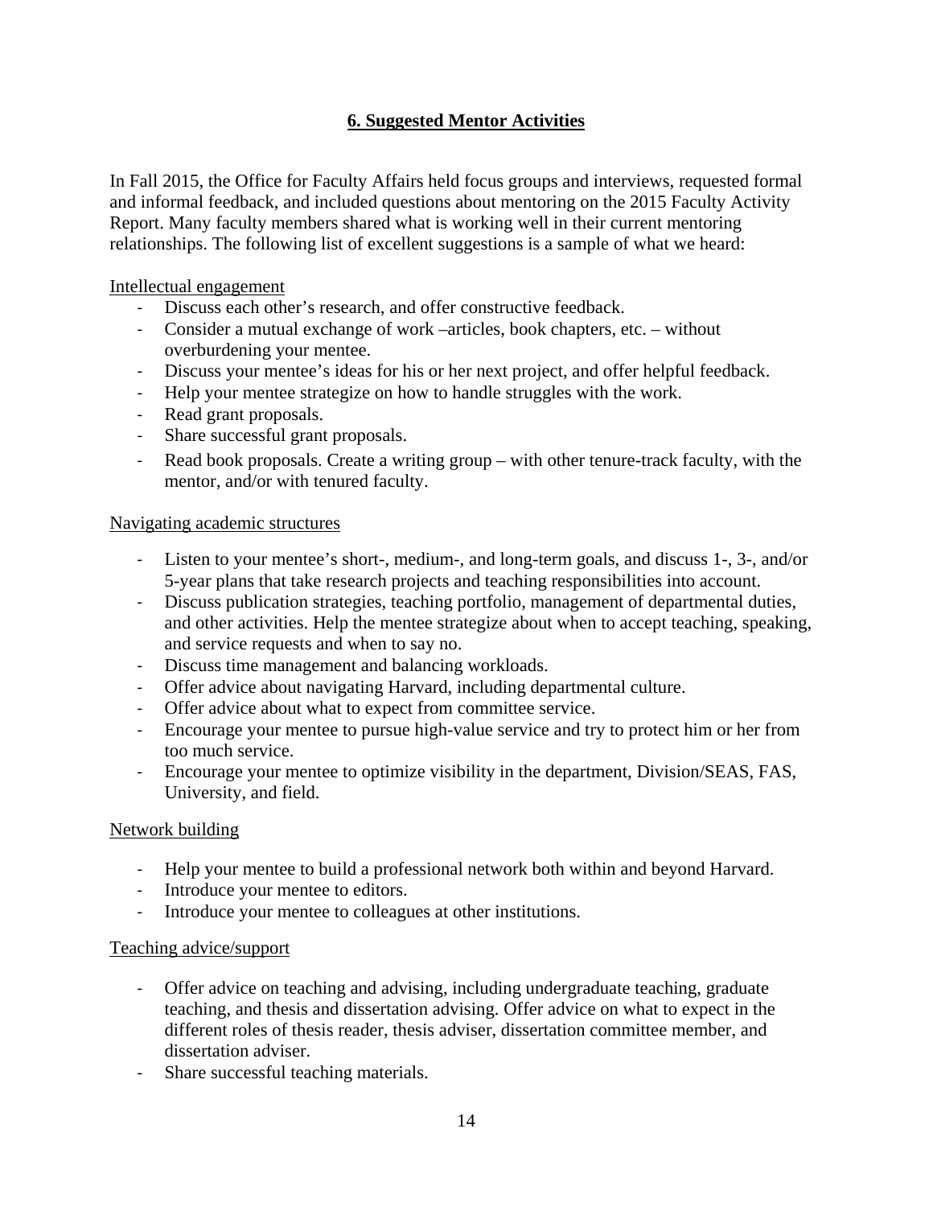## 6. Suggested Mentor Activities

In Fall 2015, the Office for Faculty Affairs held focus groups and interviews, requested formal and informal feedback, and included questions about mentoring on the 2015 Faculty Activity Report. Many faculty members shared what is working well in their current mentoring relationships. The following list of excellent suggestions is a sample of what we heard:

Intellectual engagement

- Discuss each other's research, and offer constructive feedback.
- Consider a mutual exchange of work –articles, book chapters, etc. – without overburdening your mentee.
- Discuss your mentee's ideas for his or her next project, and offer helpful feedback.
- Help your mentee strategize on how to handle struggles with the work.
- Read grant proposals.
- Share successful grant proposals.
- Read book proposals. Create a writing group – with other tenure-track faculty, with the mentor, and/or with tenured faculty.

Navigating academic structures

- Listen to your mentee's short-, medium-, and long-term goals, and discuss 1-, 3-, and/or 5-year plans that take research projects and teaching responsibilities into account.
- Discuss publication strategies, teaching portfolio, management of departmental duties, and other activities. Help the mentee strategize about when to accept teaching, speaking, and service requests and when to say no.
- Discuss time management and balancing workloads.
- Offer advice about navigating Harvard, including departmental culture.
- Offer advice about what to expect from committee service.
- Encourage your mentee to pursue high-value service and try to protect him or her from too much service.
- Encourage your mentee to optimize visibility in the department, Division/SEAS, FAS, University, and field.

Network building

- Help your mentee to build a professional network both within and beyond Harvard.
- Introduce your mentee to editors.
- Introduce your mentee to colleagues at other institutions.

Teaching advice/support

- Offer advice on teaching and advising, including undergraduate teaching, graduate teaching, and thesis and dissertation advising. Offer advice on what to expect in the different roles of thesis reader, thesis adviser, dissertation committee member, and dissertation adviser.
- Share successful teaching materials.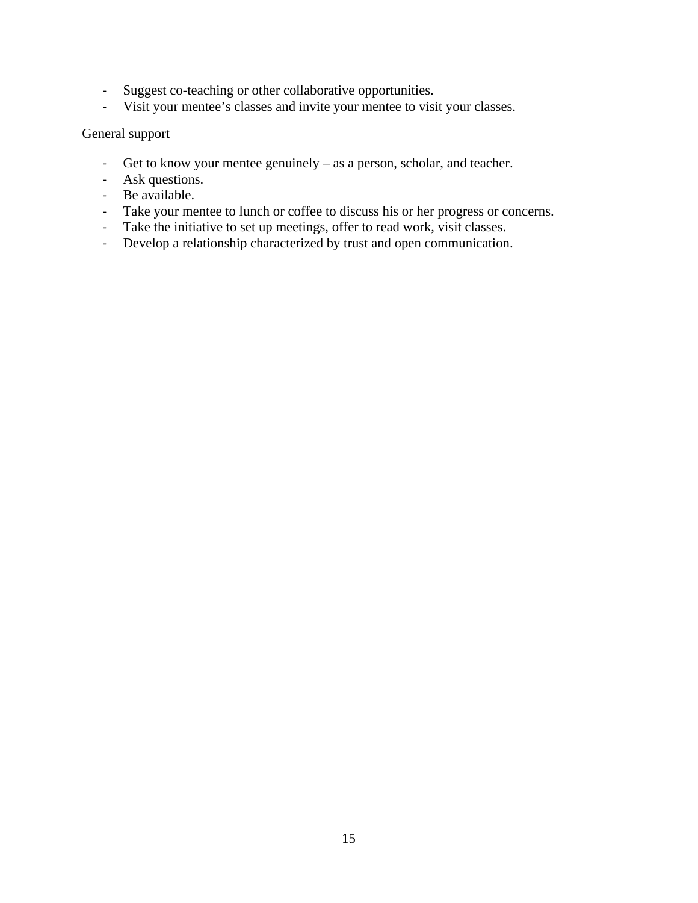- Suggest co-teaching or other collaborative opportunities.
- Visit your mentee's classes and invite your mentee to visit your classes.

<u>General support</u>

- Get to know your mentee genuinely – as a person, scholar, and teacher.
- Ask questions.
- Be available.
- Take your mentee to lunch or coffee to discuss his or her progress or concerns.
- Take the initiative to set up meetings, offer to read work, visit classes.
- Develop a relationship characterized by trust and open communication.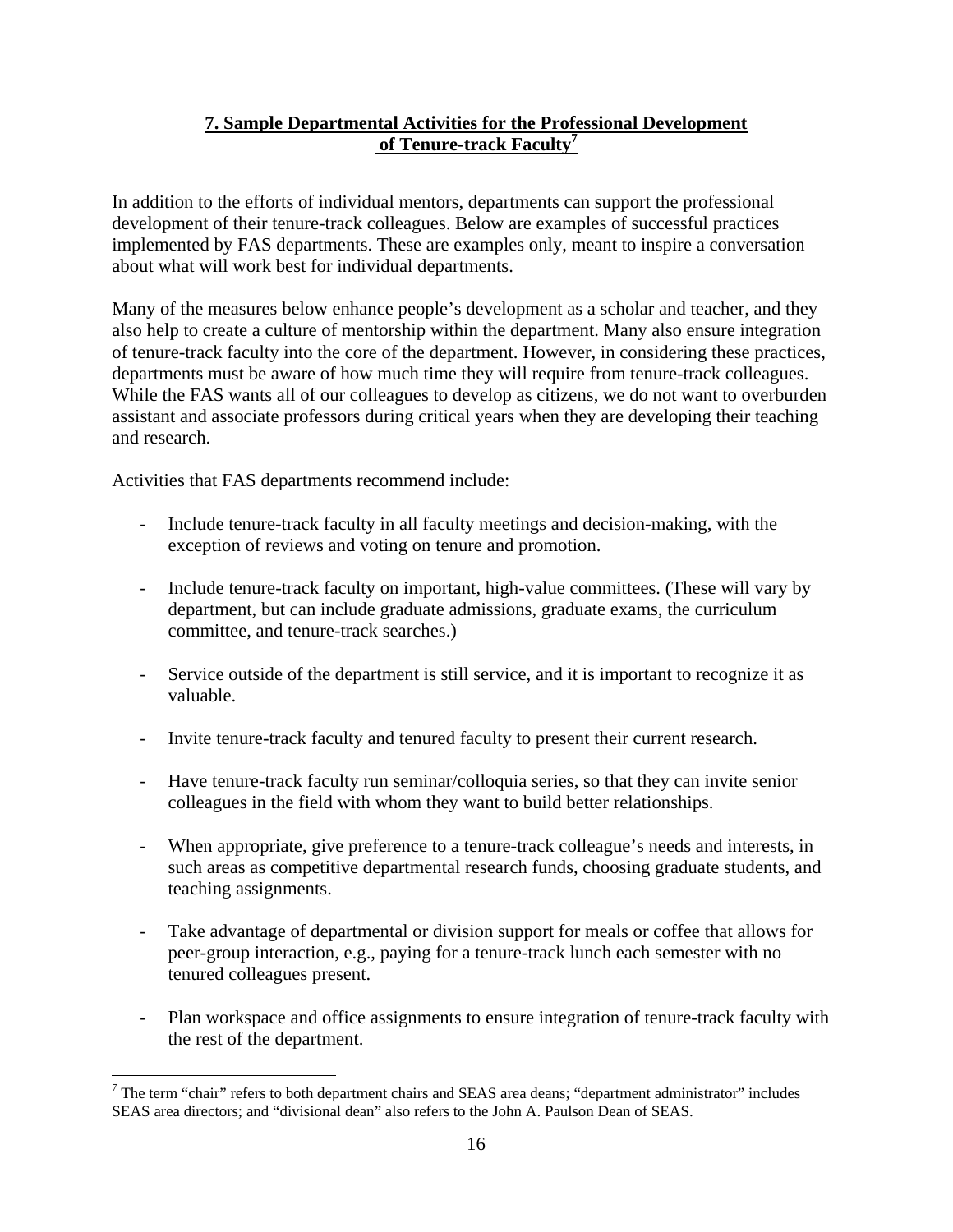## 7. Sample Departmental Activities for the Professional Development of Tenure-track Faculty[7]

In addition to the efforts of individual mentors, departments can support the professional development of their tenure-track colleagues. Below are examples of successful practices implemented by FAS departments. These are examples only, meant to inspire a conversation about what will work best for individual departments.

Many of the measures below enhance people's development as a scholar and teacher, and they also help to create a culture of mentorship within the department. Many also ensure integration of tenure-track faculty into the core of the department. However, in considering these practices, departments must be aware of how much time they will require from tenure-track colleagues. While the FAS wants all of our colleagues to develop as citizens, we do not want to overburden assistant and associate professors during critical years when they are developing their teaching and research.

Activities that FAS departments recommend include:

- Include tenure-track faculty in all faculty meetings and decision-making, with the exception of reviews and voting on tenure and promotion.
- Include tenure-track faculty on important, high-value committees. (These will vary by department, but can include graduate admissions, graduate exams, the curriculum committee, and tenure-track searches.)
- Service outside of the department is still service, and it is important to recognize it as valuable.
- Invite tenure-track faculty and tenured faculty to present their current research.
- Have tenure-track faculty run seminar/colloquia series, so that they can invite senior colleagues in the field with whom they want to build better relationships.
- When appropriate, give preference to a tenure-track colleague's needs and interests, in such areas as competitive departmental research funds, choosing graduate students, and teaching assignments.
- Take advantage of departmental or division support for meals or coffee that allows for peer-group interaction, e.g., paying for a tenure-track lunch each semester with no tenured colleagues present.
- Plan workspace and office assignments to ensure integration of tenure-track faculty with the rest of the department.

[7] The term "chair" refers to both department chairs and SEAS area deans; "department administrator" includes SEAS area directors; and "divisional dean" also refers to the John A. Paulson Dean of SEAS.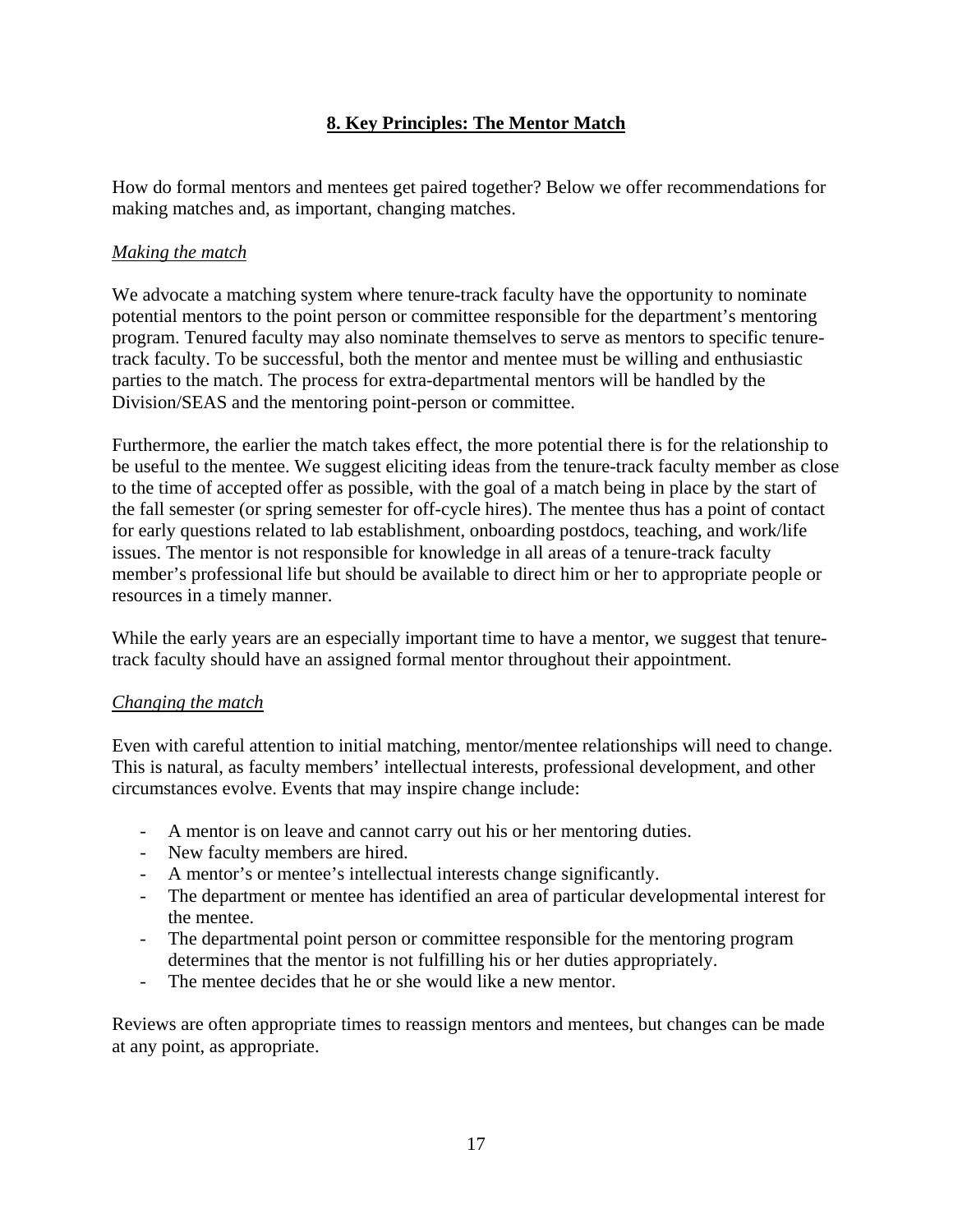## 8. Key Principles: The Mentor Match

How do formal mentors and mentees get paired together? Below we offer recommendations for making matches and, as important, changing matches.

*Making the match*

We advocate a matching system where tenure-track faculty have the opportunity to nominate potential mentors to the point person or committee responsible for the department's mentoring program. Tenured faculty may also nominate themselves to serve as mentors to specific tenure-track faculty. To be successful, both the mentor and mentee must be willing and enthusiastic parties to the match. The process for extra-departmental mentors will be handled by the Division/SEAS and the mentoring point-person or committee.

Furthermore, the earlier the match takes effect, the more potential there is for the relationship to be useful to the mentee. We suggest eliciting ideas from the tenure-track faculty member as close to the time of accepted offer as possible, with the goal of a match being in place by the start of the fall semester (or spring semester for off-cycle hires). The mentee thus has a point of contact for early questions related to lab establishment, onboarding postdocs, teaching, and work/life issues. The mentor is not responsible for knowledge in all areas of a tenure-track faculty member's professional life but should be available to direct him or her to appropriate people or resources in a timely manner.

While the early years are an especially important time to have a mentor, we suggest that tenure-track faculty should have an assigned formal mentor throughout their appointment.

*Changing the match*

Even with careful attention to initial matching, mentor/mentee relationships will need to change. This is natural, as faculty members' intellectual interests, professional development, and other circumstances evolve. Events that may inspire change include:

- A mentor is on leave and cannot carry out his or her mentoring duties.
- New faculty members are hired.
- A mentor's or mentee's intellectual interests change significantly.
- The department or mentee has identified an area of particular developmental interest for the mentee.
- The departmental point person or committee responsible for the mentoring program determines that the mentor is not fulfilling his or her duties appropriately.
- The mentee decides that he or she would like a new mentor.

Reviews are often appropriate times to reassign mentors and mentees, but changes can be made at any point, as appropriate.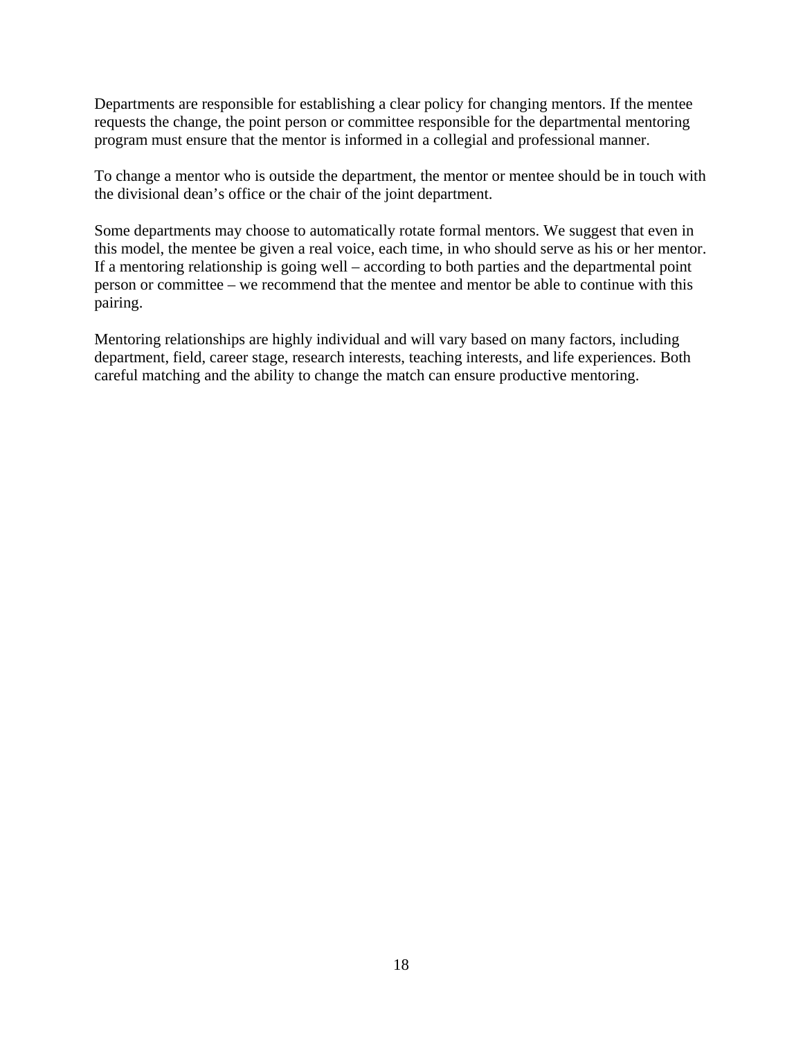Departments are responsible for establishing a clear policy for changing mentors. If the mentee requests the change, the point person or committee responsible for the departmental mentoring program must ensure that the mentor is informed in a collegial and professional manner.

To change a mentor who is outside the department, the mentor or mentee should be in touch with the divisional dean's office or the chair of the joint department.

Some departments may choose to automatically rotate formal mentors. We suggest that even in this model, the mentee be given a real voice, each time, in who should serve as his or her mentor. If a mentoring relationship is going well – according to both parties and the departmental point person or committee – we recommend that the mentee and mentor be able to continue with this pairing.

Mentoring relationships are highly individual and will vary based on many factors, including department, field, career stage, research interests, teaching interests, and life experiences. Both careful matching and the ability to change the match can ensure productive mentoring.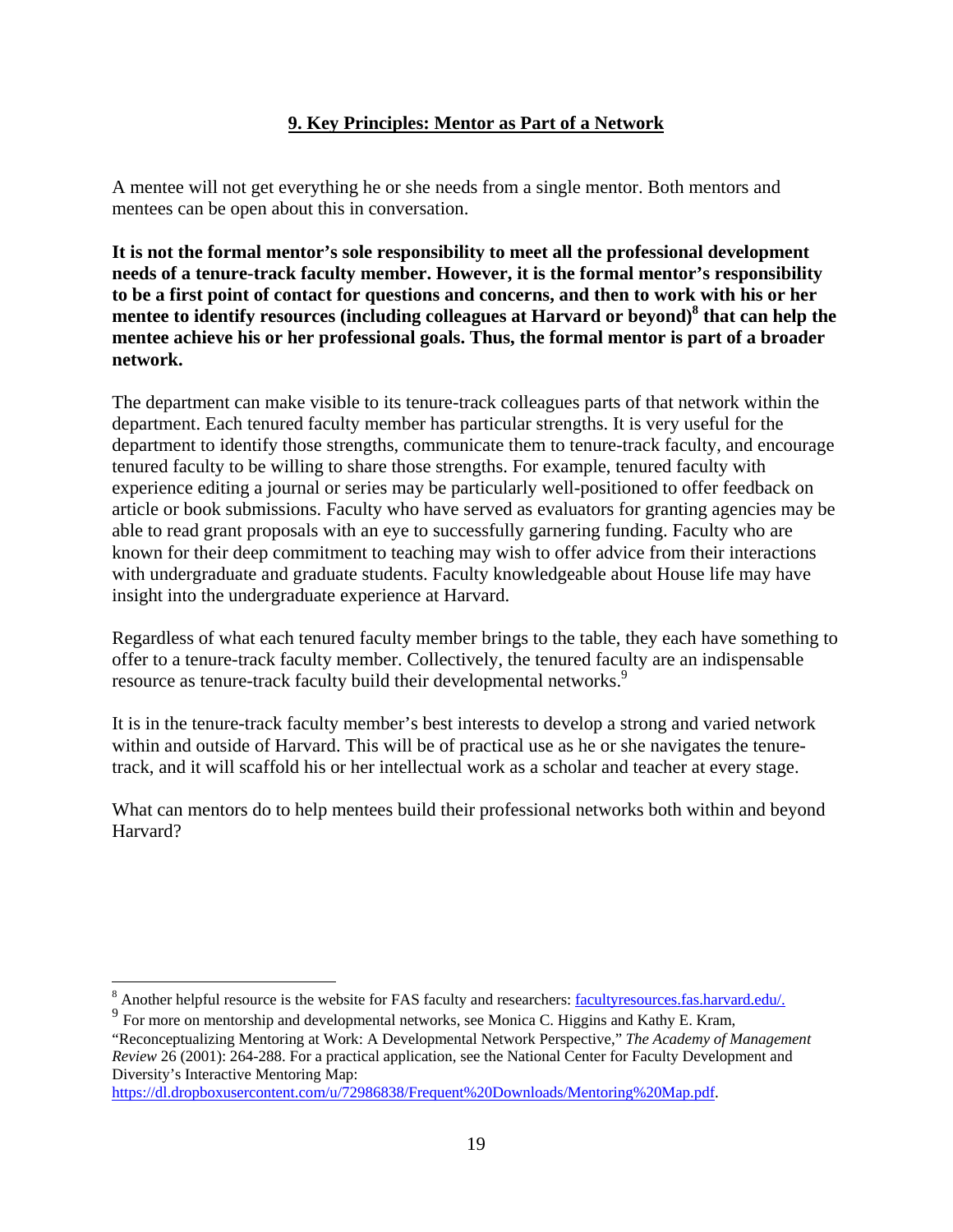## 9. Key Principles: Mentor as Part of a Network

A mentee will not get everything he or she needs from a single mentor. Both mentors and mentees can be open about this in conversation.

**It is not the formal mentor's sole responsibility to meet all the professional development needs of a tenure-track faculty member. However, it is the formal mentor's responsibility to be a first point of contact for questions and concerns, and then to work with his or her mentee to identify resources (including colleagues at Harvard or beyond)[8] that can help the mentee achieve his or her professional goals. Thus, the formal mentor is part of a broader network.**

The department can make visible to its tenure-track colleagues parts of that network within the department. Each tenured faculty member has particular strengths. It is very useful for the department to identify those strengths, communicate them to tenure-track faculty, and encourage tenured faculty to be willing to share those strengths. For example, tenured faculty with experience editing a journal or series may be particularly well-positioned to offer feedback on article or book submissions. Faculty who have served as evaluators for granting agencies may be able to read grant proposals with an eye to successfully garnering funding. Faculty who are known for their deep commitment to teaching may wish to offer advice from their interactions with undergraduate and graduate students. Faculty knowledgeable about House life may have insight into the undergraduate experience at Harvard.

Regardless of what each tenured faculty member brings to the table, they each have something to offer to a tenure-track faculty member. Collectively, the tenured faculty are an indispensable resource as tenure-track faculty build their developmental networks.[9]

It is in the tenure-track faculty member's best interests to develop a strong and varied network within and outside of Harvard. This will be of practical use as he or she navigates the tenure-track, and it will scaffold his or her intellectual work as a scholar and teacher at every stage.

What can mentors do to help mentees build their professional networks both within and beyond Harvard?

---

[8] Another helpful resource is the website for FAS faculty and researchers: facultyresources.fas.harvard.edu/.

[9] For more on mentorship and developmental networks, see Monica C. Higgins and Kathy E. Kram, "Reconceptualizing Mentoring at Work: A Developmental Network Perspective," *The Academy of Management Review* 26 (2001): 264-288. For a practical application, see the National Center for Faculty Development and Diversity's Interactive Mentoring Map: https://dl.dropboxusercontent.com/u/72986838/Frequent%20Downloads/Mentoring%20Map.pdf.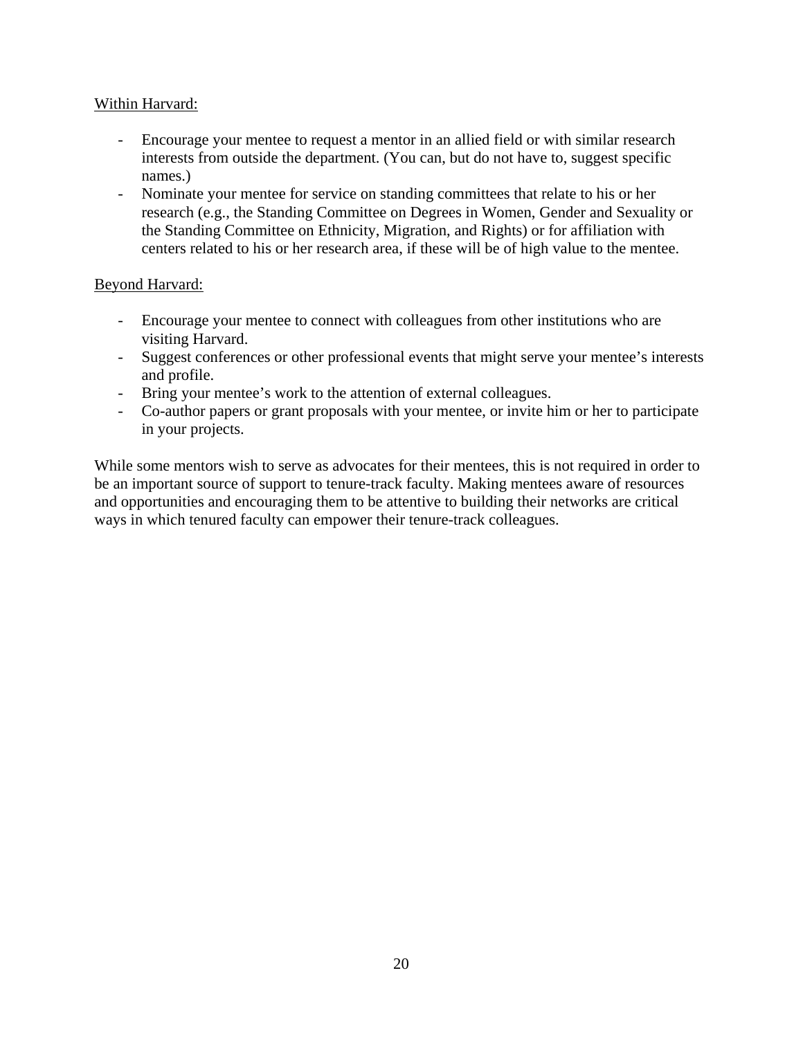Within Harvard:

- Encourage your mentee to request a mentor in an allied field or with similar research interests from outside the department. (You can, but do not have to, suggest specific names.)
- Nominate your mentee for service on standing committees that relate to his or her research (e.g., the Standing Committee on Degrees in Women, Gender and Sexuality or the Standing Committee on Ethnicity, Migration, and Rights) or for affiliation with centers related to his or her research area, if these will be of high value to the mentee.

Beyond Harvard:

- Encourage your mentee to connect with colleagues from other institutions who are visiting Harvard.
- Suggest conferences or other professional events that might serve your mentee's interests and profile.
- Bring your mentee's work to the attention of external colleagues.
- Co-author papers or grant proposals with your mentee, or invite him or her to participate in your projects.

While some mentors wish to serve as advocates for their mentees, this is not required in order to be an important source of support to tenure-track faculty. Making mentees aware of resources and opportunities and encouraging them to be attentive to building their networks are critical ways in which tenured faculty can empower their tenure-track colleagues.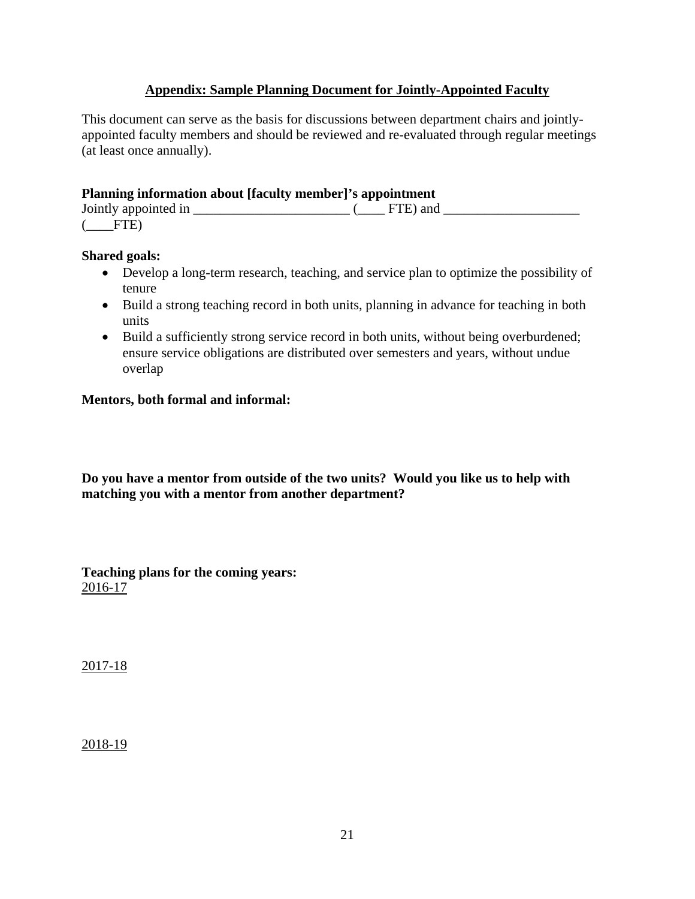## Appendix: Sample Planning Document for Jointly-Appointed Faculty

This document can serve as the basis for discussions between department chairs and jointly-appointed faculty members and should be reviewed and re-evaluated through regular meetings (at least once annually).

**Planning information about [faculty member]'s appointment**

Jointly appointed in _______________________ (____ FTE) and ____________________ (____FTE)

**Shared goals:**

- Develop a long-term research, teaching, and service plan to optimize the possibility of tenure
- Build a strong teaching record in both units, planning in advance for teaching in both units
- Build a sufficiently strong service record in both units, without being overburdened; ensure service obligations are distributed over semesters and years, without undue overlap

**Mentors, both formal and informal:**

**Do you have a mentor from outside of the two units? Would you like us to help with matching you with a mentor from another department?**

**Teaching plans for the coming years:**

2016-17

2017-18

2018-19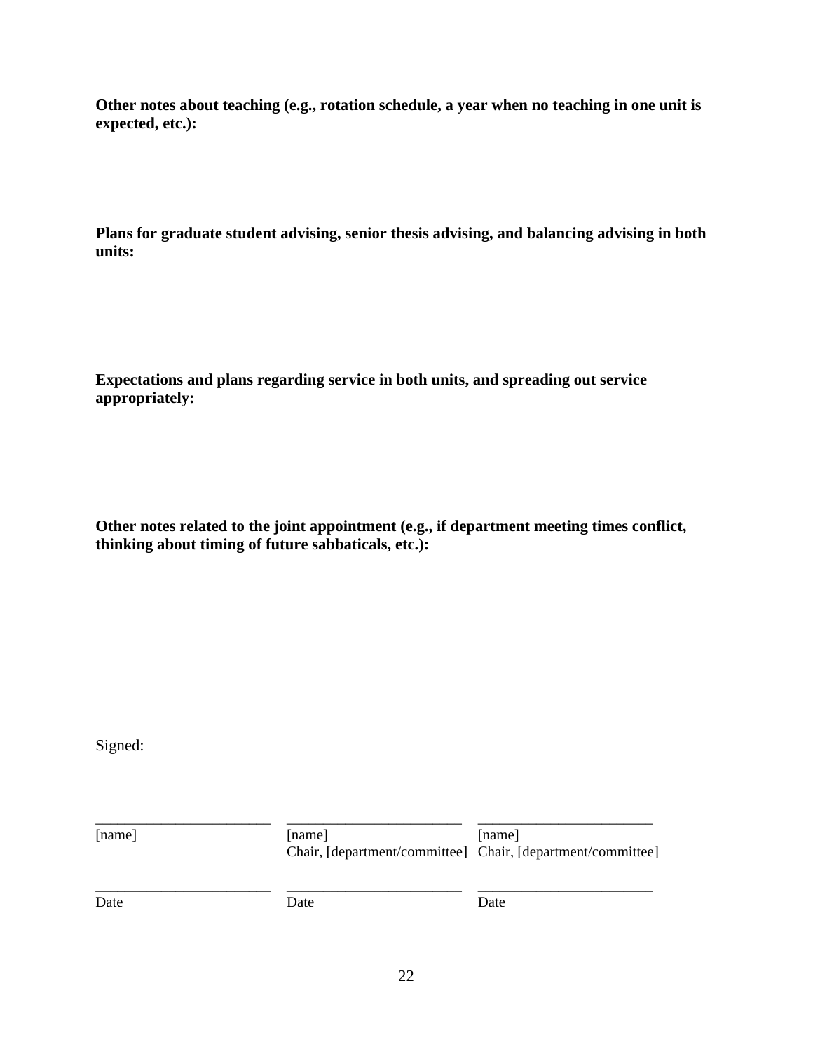**Other notes about teaching (e.g., rotation schedule, a year when no teaching in one unit is expected, etc.):**

**Plans for graduate student advising, senior thesis advising, and balancing advising in both units:**

**Expectations and plans regarding service in both units, and spreading out service appropriately:**

**Other notes related to the joint appointment (e.g., if department meeting times conflict, thinking about timing of future sabbaticals, etc.):**

Signed:

| | | |
|---|---|---|
| ________________________ | ________________________ | ________________________ |
| [name] | [name]<br>Chair, [department/committee] | [name]<br>Chair, [department/committee] |
| ________________________ | ________________________ | ________________________ |
| Date | Date | Date |